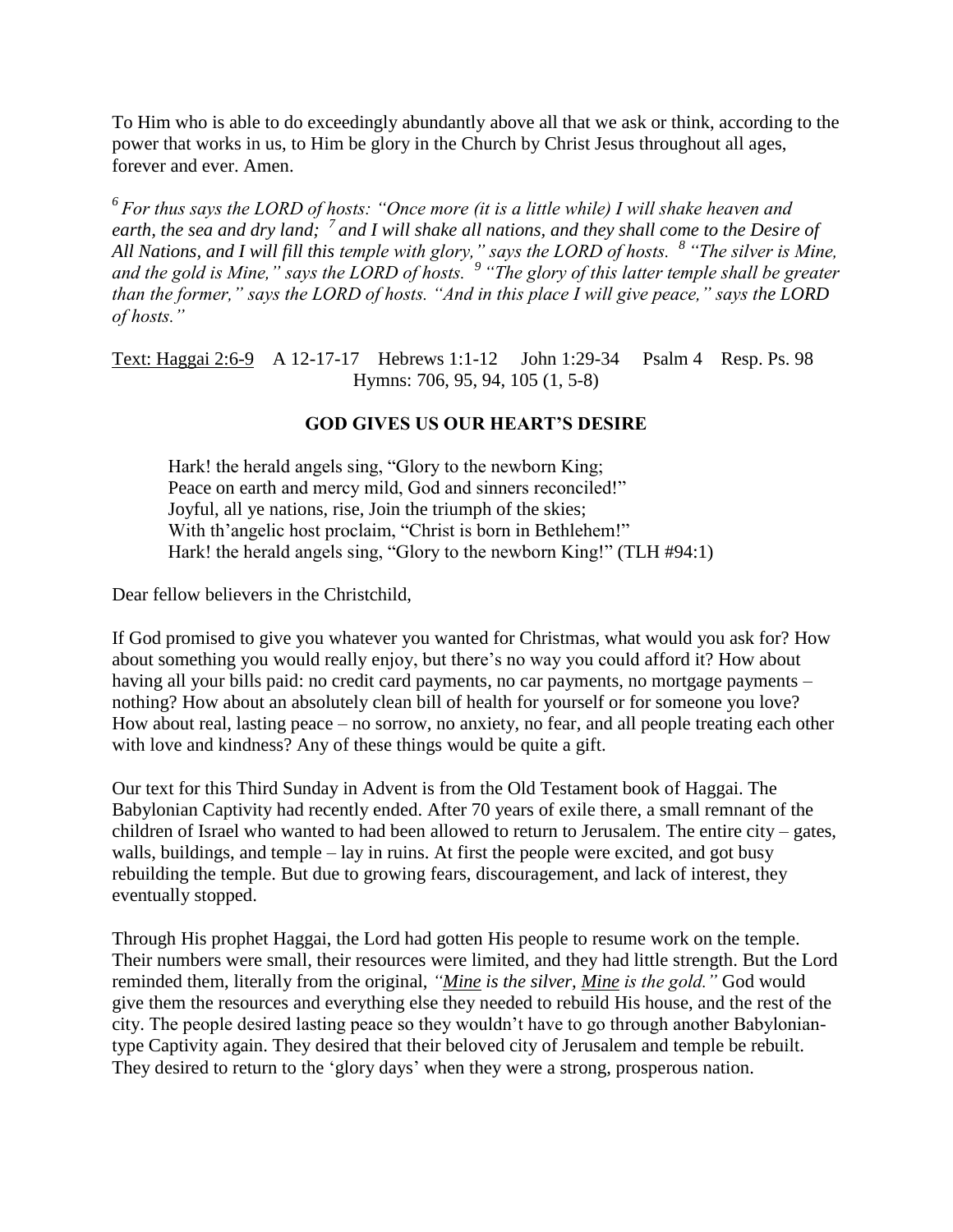To Him who is able to do exceedingly abundantly above all that we ask or think, according to the power that works in us, to Him be glory in the Church by Christ Jesus throughout all ages, forever and ever. Amen.

*[6] For thus says the LORD of hosts: "Once more (it is a little while) I will shake heaven and earth, the sea and dry land; [7] and I will shake all nations, and they shall come to the Desire of All Nations, and I will fill this temple with glory," says the LORD of hosts. [8] "The silver is Mine, and the gold is Mine," says the LORD of hosts. [9] "The glory of this latter temple shall be greater than the former," says the LORD of hosts. "And in this place I will give peace," says the LORD of hosts."*

<u>Text: Haggai 2:6-9</u> A 12-17-17 Hebrews 1:1-12 John 1:29-34 Psalm 4 Resp. Ps. 98
Hymns: 706, 95, 94, 105 (1, 5-8)

**GOD GIVES US OUR HEART'S DESIRE**

> Hark! the herald angels sing, "Glory to the newborn King;
> Peace on earth and mercy mild, God and sinners reconciled!"
> Joyful, all ye nations, rise, Join the triumph of the skies;
> With th'angelic host proclaim, "Christ is born in Bethlehem!"
> Hark! the herald angels sing, "Glory to the newborn King!" (TLH #94:1)

Dear fellow believers in the Christchild,

If God promised to give you whatever you wanted for Christmas, what would you ask for? How about something you would really enjoy, but there's no way you could afford it? How about having all your bills paid: no credit card payments, no car payments, no mortgage payments – nothing? How about an absolutely clean bill of health for yourself or for someone you love? How about real, lasting peace – no sorrow, no anxiety, no fear, and all people treating each other with love and kindness? Any of these things would be quite a gift.

Our text for this Third Sunday in Advent is from the Old Testament book of Haggai. The Babylonian Captivity had recently ended. After 70 years of exile there, a small remnant of the children of Israel who wanted to had been allowed to return to Jerusalem. The entire city – gates, walls, buildings, and temple – lay in ruins. At first the people were excited, and got busy rebuilding the temple. But due to growing fears, discouragement, and lack of interest, they eventually stopped.

Through His prophet Haggai, the Lord had gotten His people to resume work on the temple. Their numbers were small, their resources were limited, and they had little strength. But the Lord reminded them, literally from the original, *"<u>Mine</u> is the silver, <u>Mine</u> is the gold."* God would give them the resources and everything else they needed to rebuild His house, and the rest of the city. The people desired lasting peace so they wouldn't have to go through another Babylonian-type Captivity again. They desired that their beloved city of Jerusalem and temple be rebuilt. They desired to return to the 'glory days' when they were a strong, prosperous nation.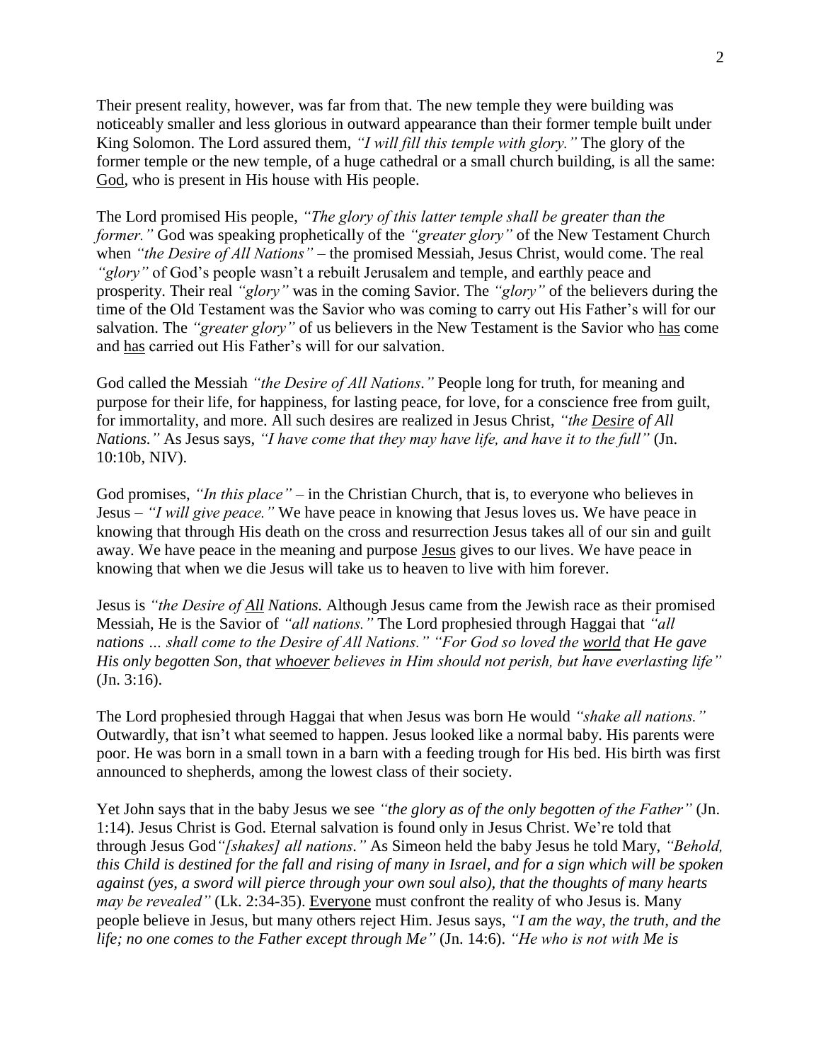Their present reality, however, was far from that. The new temple they were building was noticeably smaller and less glorious in outward appearance than their former temple built under King Solomon. The Lord assured them, *"I will fill this temple with glory."* The glory of the former temple or the new temple, of a huge cathedral or a small church building, is all the same: <u>God</u>, who is present in His house with His people.

The Lord promised His people, *"The glory of this latter temple shall be greater than the former."* God was speaking prophetically of the *"greater glory"* of the New Testament Church when *"the Desire of All Nations"* – the promised Messiah, Jesus Christ, would come. The real *"glory"* of God's people wasn't a rebuilt Jerusalem and temple, and earthly peace and prosperity. Their real *"glory"* was in the coming Savior. The *"glory"* of the believers during the time of the Old Testament was the Savior who was coming to carry out His Father's will for our salvation. The *"greater glory"* of us believers in the New Testament is the Savior who <u>has</u> come and <u>has</u> carried out His Father's will for our salvation.

God called the Messiah *"the Desire of All Nations."* People long for truth, for meaning and purpose for their life, for happiness, for lasting peace, for love, for a conscience free from guilt, for immortality, and more. All such desires are realized in Jesus Christ, *"the **<u>Desire</u>** of All Nations."* As Jesus says, *"I have come that they may have life, and have it to the full"* (Jn. 10:10b, NIV).

God promises, *"In this place"* – in the Christian Church, that is, to everyone who believes in Jesus – *"I will give peace."* We have peace in knowing that Jesus loves us. We have peace in knowing that through His death on the cross and resurrection Jesus takes all of our sin and guilt away. We have peace in the meaning and purpose <u>Jesus</u> gives to our lives. We have peace in knowing that when we die Jesus will take us to heaven to live with him forever.

Jesus is *"the Desire of **<u>All</u>** Nations.* Although Jesus came from the Jewish race as their promised Messiah, He is the Savior of *"all nations."* The Lord prophesied through Haggai that *"all nations … shall come to the Desire of All Nations." "For God so loved the <u>world</u> that He gave His only begotten Son, that <u>whoever</u> believes in Him should not perish, but have everlasting life"* (Jn. 3:16).

The Lord prophesied through Haggai that when Jesus was born He would *"shake all nations."* Outwardly, that isn't what seemed to happen. Jesus looked like a normal baby. His parents were poor. He was born in a small town in a barn with a feeding trough for His bed. His birth was first announced to shepherds, among the lowest class of their society.

Yet John says that in the baby Jesus we see *"the glory as of the only begotten of the Father"* (Jn. 1:14). Jesus Christ is God. Eternal salvation is found only in Jesus Christ. We're told that through Jesus God*"[shakes] all nations."* As Simeon held the baby Jesus he told Mary, *"Behold, this Child is destined for the fall and rising of many in Israel, and for a sign which will be spoken against (yes, a sword will pierce through your own soul also), that the thoughts of many hearts may be revealed"* (Lk. 2:34-35). <u>Everyone</u> must confront the reality of who Jesus is. Many people believe in Jesus, but many others reject Him. Jesus says, *"I am the way, the truth, and the life; no one comes to the Father except through Me"* (Jn. 14:6). *"He who is not with Me is*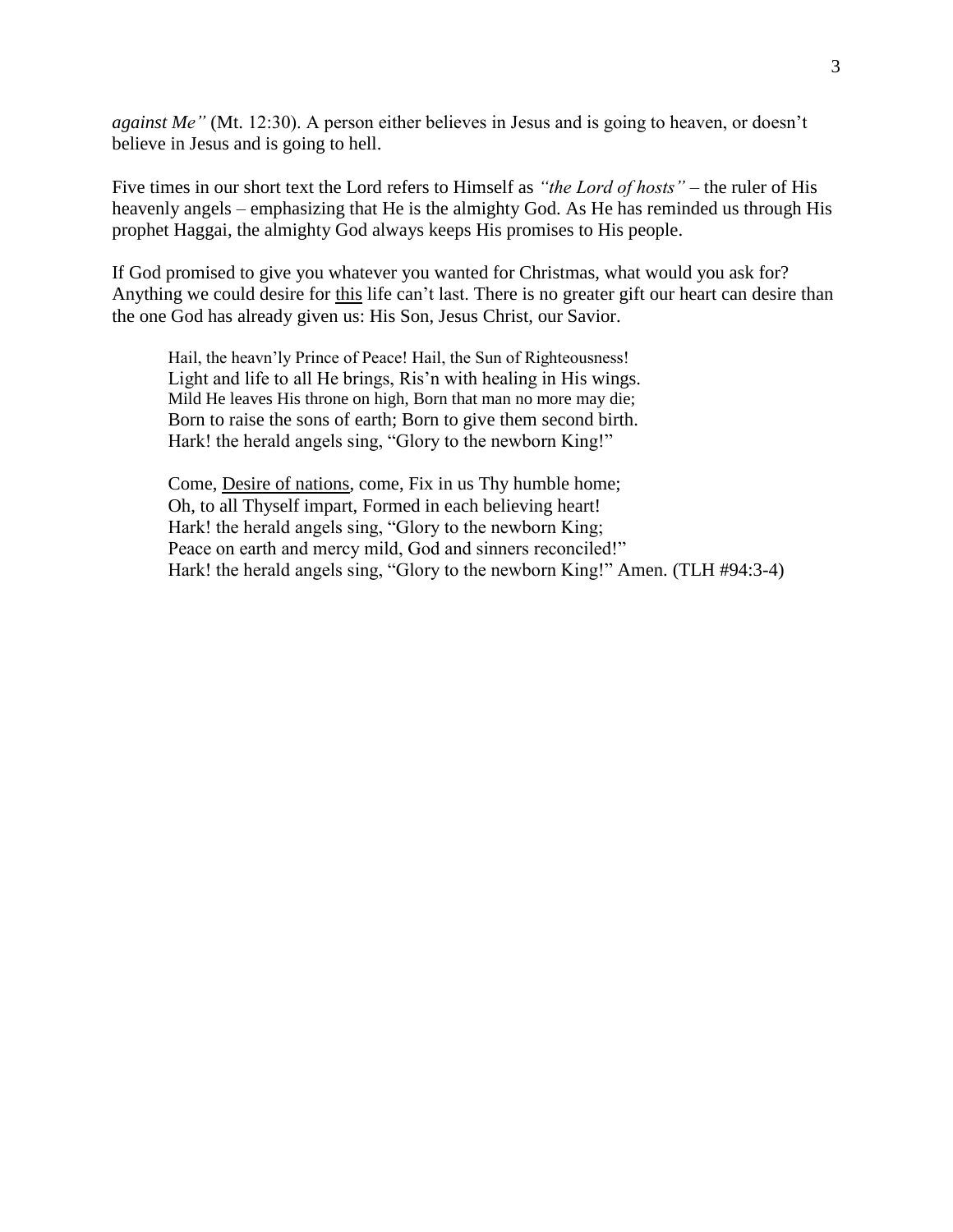*against Me"* (Mt. 12:30). A person either believes in Jesus and is going to heaven, or doesn't believe in Jesus and is going to hell.

Five times in our short text the Lord refers to Himself as *"the Lord of hosts"* – the ruler of His heavenly angels – emphasizing that He is the almighty God. As He has reminded us through His prophet Haggai, the almighty God always keeps His promises to His people.

If God promised to give you whatever you wanted for Christmas, what would you ask for? Anything we could desire for <u>this</u> life can't last. There is no greater gift our heart can desire than the one God has already given us: His Son, Jesus Christ, our Savior.

> Hail, the heavn'ly Prince of Peace! Hail, the Sun of Righteousness!
> Light and life to all He brings, Ris'n with healing in His wings.
> Mild He leaves His throne on high, Born that man no more may die;
> Born to raise the sons of earth; Born to give them second birth.
> Hark! the herald angels sing, "Glory to the newborn King!"
>
> Come, <u>Desire of nations</u>, come, Fix in us Thy humble home;
> Oh, to all Thyself impart, Formed in each believing heart!
> Hark! the herald angels sing, "Glory to the newborn King;
> Peace on earth and mercy mild, God and sinners reconciled!"
> Hark! the herald angels sing, "Glory to the newborn King!" Amen. (TLH #94:3-4)